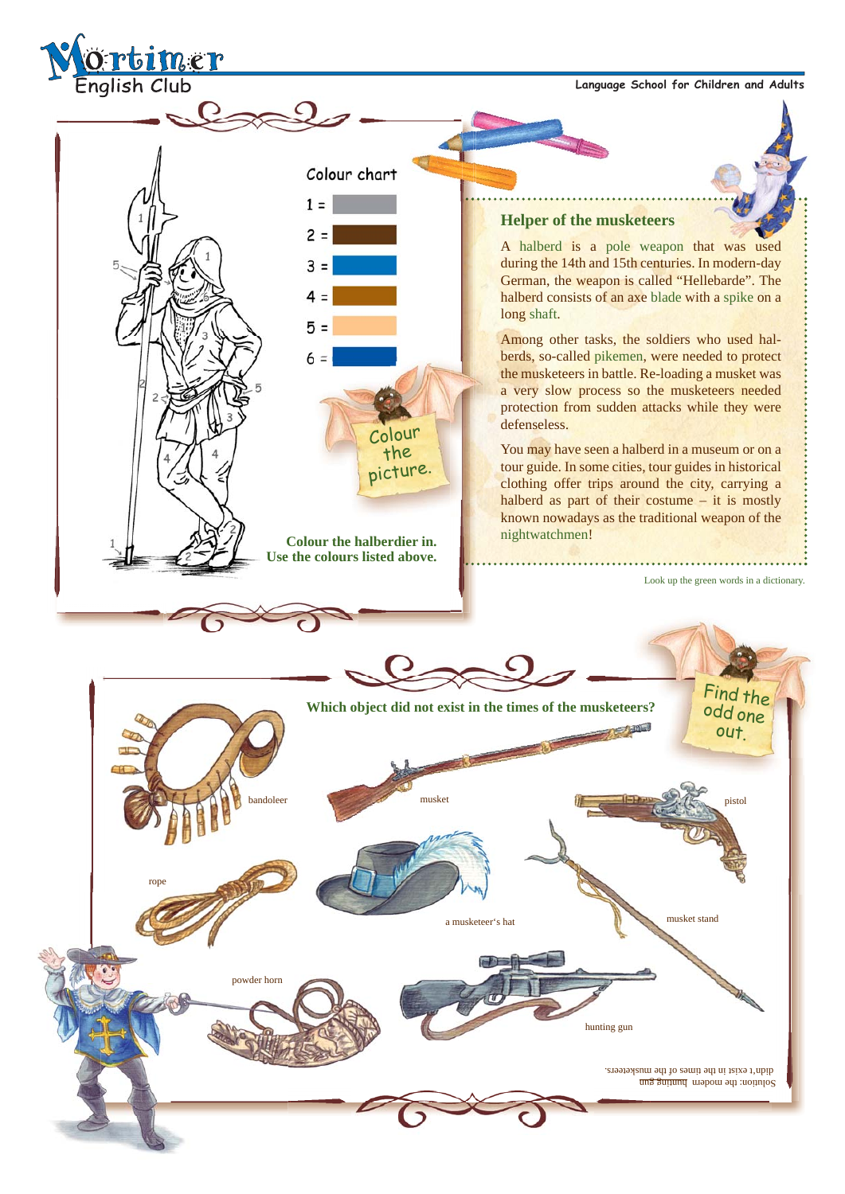**Mortimer English Club**

Language School for Children and Adults

Colour chart

1 =
2 =
3 =
4 =
5 =
6 =

Colour the picture.

**Colour the halberdier in.**
**Use the colours listed above.**

### Helper of the musketeers

A halberd is a pole weapon that was used during the 14th and 15th centuries. In modern-day German, the weapon is called “Hellebarde”. The halberd consists of an axe blade with a spike on a long shaft.

Among other tasks, the soldiers who used halberds, so-called pikemen, were needed to protect the musketeers in battle. Re-loading a musket was a very slow process so the musketeers needed protection from sudden attacks while they were defenseless.

You may have seen a halberd in a museum or on a tour guide. In some cities, tour guides in historical clothing offer trips around the city, carrying a halberd as part of their costume – it is mostly known nowadays as the traditional weapon of the nightwatchmen!

Look up the green words in a dictionary.

**Which object did not exist in the times of the musketeers?**

Find the odd one out.

bandoleer

musket

pistol

rope

a musketeer's hat

musket stand

powder horn

hunting gun

Solution: the modern hunting gun didn't exist in the times of the musketeers.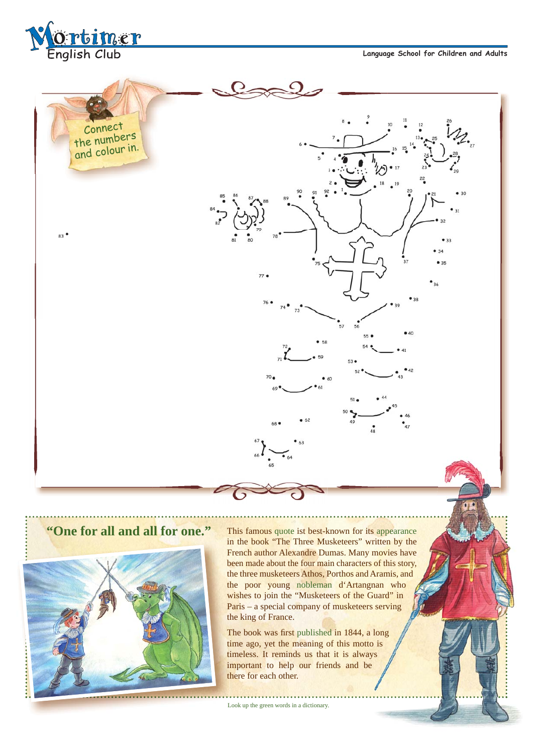Connect the numbers and colour in.

## “One for all and all for one.”

This famous quote ist best-known for its appearance in the book “The Three Musketeers” written by the French author Alexandre Dumas. Many movies have been made about the four main characters of this story, the three musketeers Athos, Porthos and Aramis, and the poor young nobleman d‘Artangnan who wishes to join the “Musketeers of the Guard” in Paris – a special company of musketeers serving the king of France.

The book was first published in 1844, a long time ago, yet the meaning of this motto is timeless. It reminds us that it is always important to help our friends and be there for each other.

Look up the green words in a dictionary.